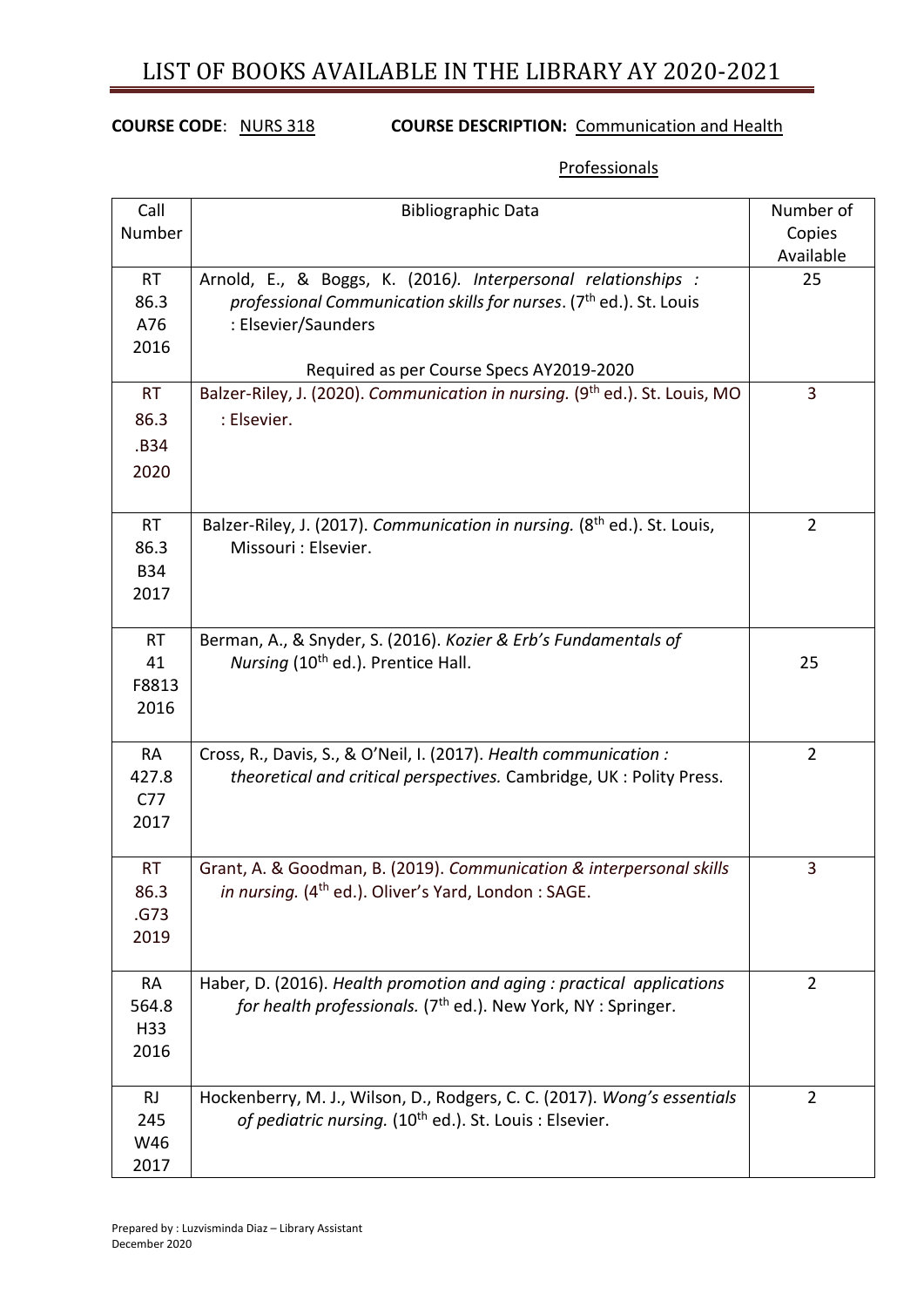# LIST OF BOOKS AVAILABLE IN THE LIBRARY AY 2020-2021

**COURSE CODE**: NURS 318 **COURSE DESCRIPTION:** Communication and Health Professionals

| Call Number | Bibliographic Data | Number of Copies Available |
|---|---|---|
| RT 86.3 A76 2016 | Arnold, E., & Boggs, K. (2016*). Interpersonal relationships : professional Communication skills for nurses*. (7th ed.). St. Louis : Elsevier/Saunders<br><br>Required as per Course Specs AY2019-2020 | 25 |
| RT 86.3 .B34 2020 | Balzer-Riley, J. (2020). *Communication in nursing.* (9th ed.). St. Louis, MO : Elsevier. | 3 |
| RT 86.3 B34 2017 | Balzer-Riley, J. (2017). *Communication in nursing.* (8th ed.). St. Louis, Missouri : Elsevier. | 2 |
| RT 41 F8813 2016 | Berman, A., & Snyder, S. (2016). *Kozier & Erb's Fundamentals of Nursing* (10th ed.). Prentice Hall. | 25 |
| RA 427.8 C77 2017 | Cross, R., Davis, S., & O'Neil, I. (2017). *Health communication : theoretical and critical perspectives.* Cambridge, UK : Polity Press. | 2 |
| RT 86.3 .G73 2019 | Grant, A. & Goodman, B. (2019). *Communication & interpersonal skills in nursing.* (4th ed.). Oliver's Yard, London : SAGE. | 3 |
| RA 564.8 H33 2016 | Haber, D. (2016). *Health promotion and aging : practical applications for health professionals.* (7th ed.). New York, NY : Springer. | 2 |
| RJ 245 W46 2017 | Hockenberry, M. J., Wilson, D., Rodgers, C. C. (2017). *Wong's essentials of pediatric nursing.* (10th ed.). St. Louis : Elsevier. | 2 |

Prepared by : Luzvisminda Diaz – Library Assistant
December 2020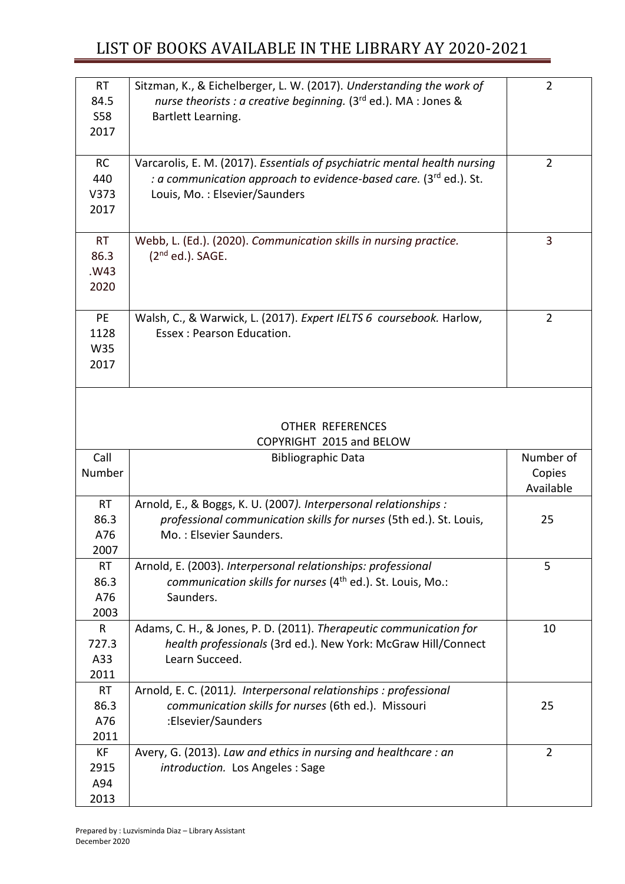| | | |
|---|---|---|
| RT 84.5 S58 2017 | Sitzman, K., & Eichelberger, L. W. (2017). *Understanding the work of nurse theorists : a creative beginning.* (3rd ed.). MA : Jones & Bartlett Learning. | 2 |
| RC 440 V373 2017 | Varcarolis, E. M. (2017). *Essentials of psychiatric mental health nursing : a communication approach to evidence-based care.* (3rd ed.). St. Louis, Mo. : Elsevier/Saunders | 2 |
| RT 86.3 .W43 2020 | Webb, L. (Ed.). (2020). *Communication skills in nursing practice.* (2nd ed.). SAGE. | 3 |
| PE 1128 W35 2017 | Walsh, C., & Warwick, L. (2017). *Expert IELTS 6 coursebook.* Harlow, Essex : Pearson Education. | 2 |

OTHER REFERENCES
COPYRIGHT 2015 and BELOW

| Call Number | Bibliographic Data | Number of Copies Available |
|---|---|---|
| RT 86.3 A76 2007 | Arnold, E., & Boggs, K. U. (2007). *Interpersonal relationships : professional communication skills for nurses* (5th ed.). St. Louis, Mo. : Elsevier Saunders. | 25 |
| RT 86.3 A76 2003 | Arnold, E. (2003). *Interpersonal relationships: professional communication skills for nurses* (4th ed.). St. Louis, Mo.: Saunders. | 5 |
| R 727.3 A33 2011 | Adams, C. H., & Jones, P. D. (2011). *Therapeutic communication for health professionals* (3rd ed.). New York: McGraw Hill/Connect Learn Succeed. | 10 |
| RT 86.3 A76 2011 | Arnold, E. C. (2011). *Interpersonal relationships : professional communication skills for nurses* (6th ed.). Missouri :Elsevier/Saunders | 25 |
| KF 2915 A94 2013 | Avery, G. (2013). *Law and ethics in nursing and healthcare : an introduction.* Los Angeles : Sage | 2 |

Prepared by : Luzvisminda Diaz – Library Assistant
December 2020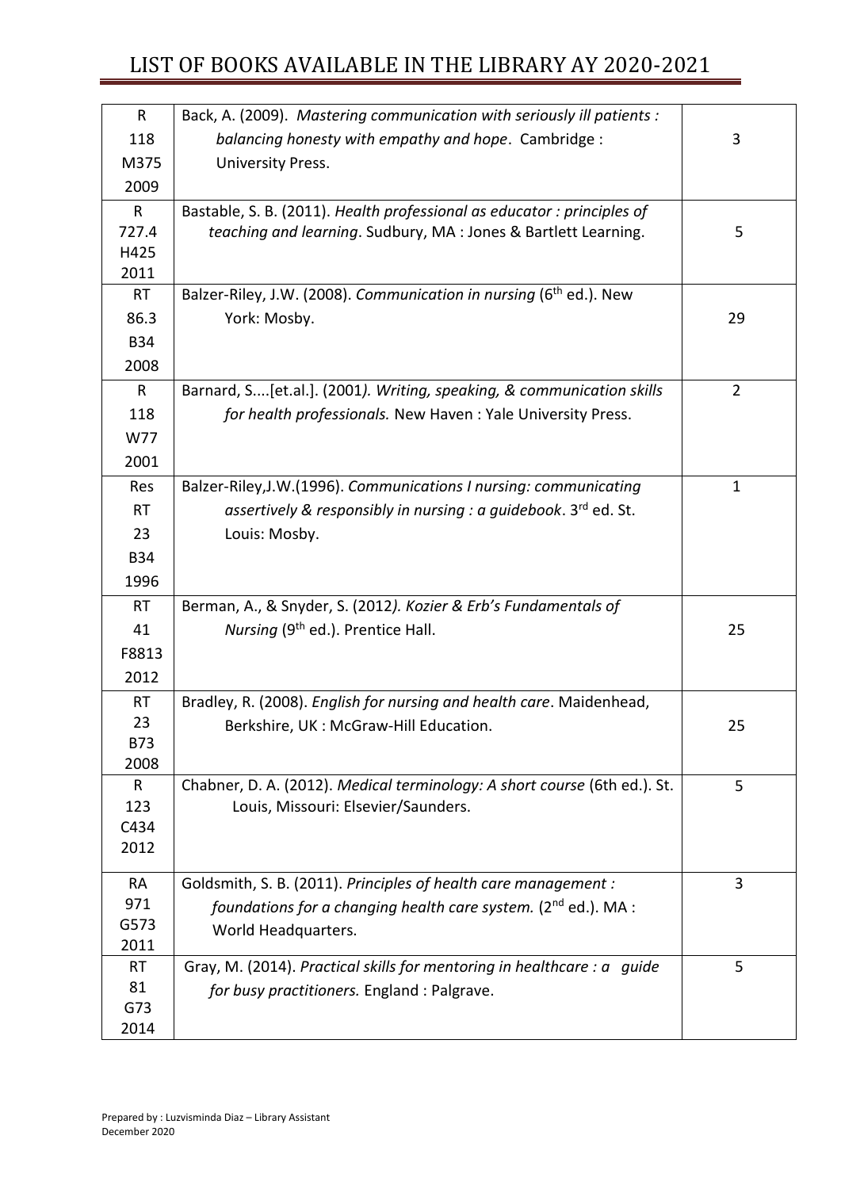# LIST OF BOOKS AVAILABLE IN THE LIBRARY AY 2020-2021

| | | |
|---|---|---|
| R 118 M375 2009 | Back, A. (2009). *Mastering communication with seriously ill patients : balancing honesty with empathy and hope*. Cambridge : University Press. | 3 |
| R 727.4 H425 2011 | Bastable, S. B. (2011). *Health professional as educator : principles of teaching and learning*. Sudbury, MA : Jones & Bartlett Learning. | 5 |
| RT 86.3 B34 2008 | Balzer-Riley, J.W. (2008). *Communication in nursing* (6th ed.). New York: Mosby. | 29 |
| R 118 W77 2001 | Barnard, S....[et.al.]. (2001*). Writing, speaking, & communication skills for health professionals.* New Haven : Yale University Press. | 2 |
| Res RT 23 B34 1996 | Balzer-Riley,J.W.(1996). *Communications I nursing: communicating assertively & responsibly in nursing : a guidebook*. 3rd ed. St. Louis: Mosby. | 1 |
| RT 41 F8813 2012 | Berman, A., & Snyder, S. (2012*). Kozier & Erb's Fundamentals of Nursing* (9th ed.). Prentice Hall. | 25 |
| RT 23 B73 2008 | Bradley, R. (2008). *English for nursing and health care*. Maidenhead, Berkshire, UK : McGraw-Hill Education. | 25 |
| R 123 C434 2012 | Chabner, D. A. (2012). *Medical terminology: A short course* (6th ed.). St. Louis, Missouri: Elsevier/Saunders. | 5 |
| RA 971 G573 2011 | Goldsmith, S. B. (2011). *Principles of health care management : foundations for a changing health care system.* (2nd ed.). MA : World Headquarters. | 3 |
| RT 81 G73 2014 | Gray, M. (2014). *Practical skills for mentoring in healthcare : a guide for busy practitioners.* England : Palgrave. | 5 |

Prepared by : Luzvisminda Diaz – Library Assistant
December 2020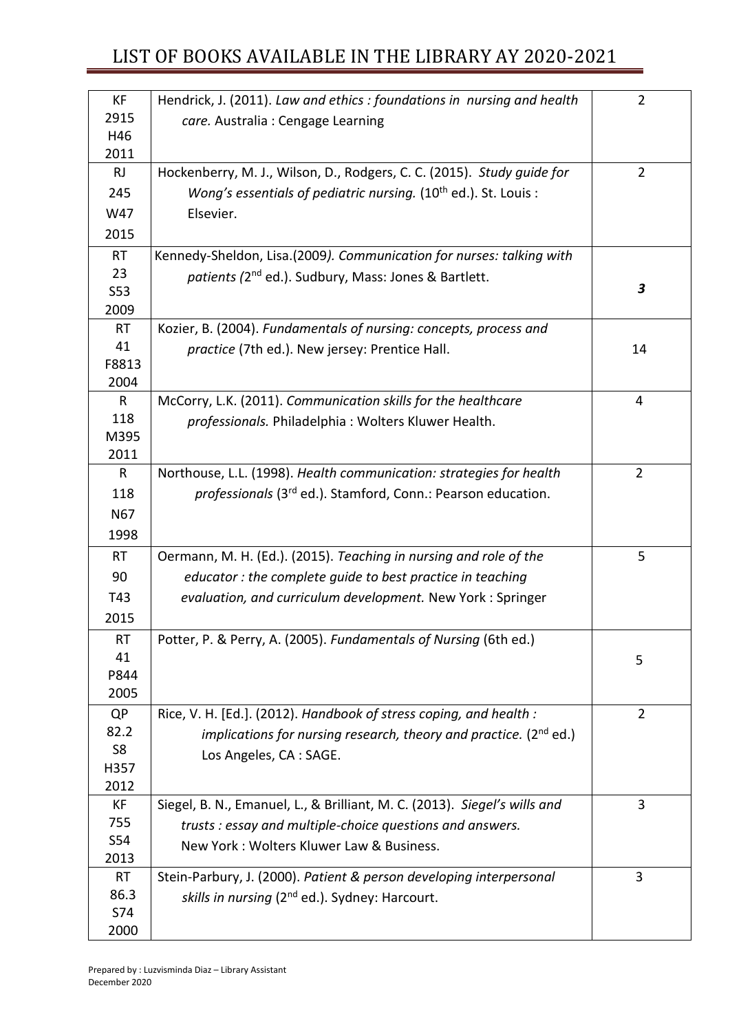# LIST OF BOOKS AVAILABLE IN THE LIBRARY AY 2020-2021

| | | |
|---|---|---|
| KF 2915 H46 2011 | Hendrick, J. (2011). *Law and ethics : foundations in nursing and health care.* Australia : Cengage Learning | 2 |
| RJ 245 W47 2015 | Hockenberry, M. J., Wilson, D., Rodgers, C. C. (2015). *Study guide for Wong's essentials of pediatric nursing.* (10th ed.). St. Louis : Elsevier. | 2 |
| RT 23 S53 2009 | Kennedy-Sheldon, Lisa.(2009*). Communication for nurses: talking with patients (*2nd ed.). Sudbury, Mass: Jones & Bartlett. | ***3*** |
| RT 41 F8813 2004 | Kozier, B. (2004). *Fundamentals of nursing: concepts, process and practice* (7th ed.). New jersey: Prentice Hall. | 14 |
| R 118 M395 2011 | McCorry, L.K. (2011). *Communication skills for the healthcare professionals.* Philadelphia : Wolters Kluwer Health. | 4 |
| R 118 N67 1998 | Northouse, L.L. (1998). *Health communication: strategies for health professionals* (3rd ed.). Stamford, Conn.: Pearson education. | 2 |
| RT 90 T43 2015 | Oermann, M. H. (Ed.). (2015). *Teaching in nursing and role of the educator : the complete guide to best practice in teaching evaluation, and curriculum development.* New York : Springer | 5 |
| RT 41 P844 2005 | Potter, P. & Perry, A. (2005). *Fundamentals of Nursing* (6th ed.) | 5 |
| QP 82.2 S8 H357 2012 | Rice, V. H. [Ed.]. (2012). *Handbook of stress coping, and health : implications for nursing research, theory and practice.* (2nd ed.) Los Angeles, CA : SAGE. | 2 |
| KF 755 S54 2013 | Siegel, B. N., Emanuel, L., & Brilliant, M. C. (2013). *Siegel's wills and trusts : essay and multiple-choice questions and answers.* New York : Wolters Kluwer Law & Business. | 3 |
| RT 86.3 S74 2000 | Stein-Parbury, J. (2000). *Patient & person developing interpersonal skills in nursing* (2nd ed.). Sydney: Harcourt. | 3 |

Prepared by : Luzvisminda Diaz – Library Assistant
December 2020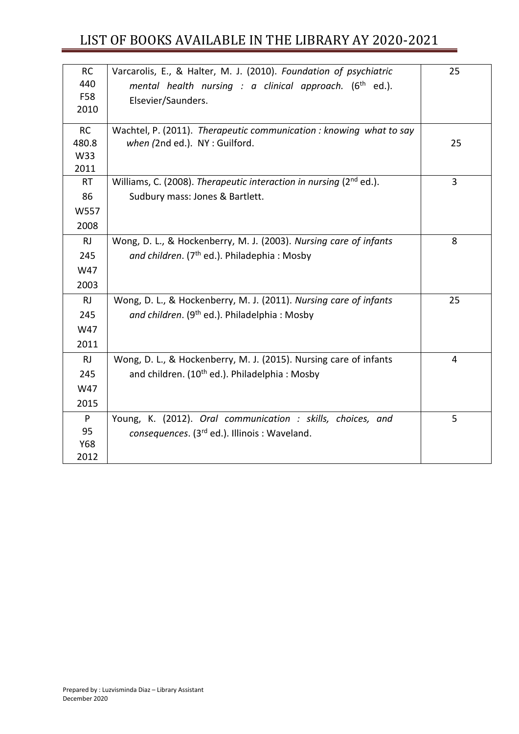# LIST OF BOOKS AVAILABLE IN THE LIBRARY AY 2020-2021

| | | |
|---|---|---|
| RC 440 F58 2010 | Varcarolis, E., & Halter, M. J. (2010). *Foundation of psychiatric mental health nursing : a clinical approach.* (6th ed.). Elsevier/Saunders. | 25 |
| RC 480.8 W33 2011 | Wachtel, P. (2011). *Therapeutic communication : knowing what to say when (*2nd ed.). NY : Guilford. | 25 |
| RT 86 W557 2008 | Williams, C. (2008). *Therapeutic interaction in nursing* (2nd ed.). Sudbury mass: Jones & Bartlett. | 3 |
| RJ 245 W47 2003 | Wong, D. L., & Hockenberry, M. J. (2003). *Nursing care of infants and children*. (7th ed.). Philadephia : Mosby | 8 |
| RJ 245 W47 2011 | Wong, D. L., & Hockenberry, M. J. (2011). *Nursing care of infants and children*. (9th ed.). Philadelphia : Mosby | 25 |
| RJ 245 W47 2015 | Wong, D. L., & Hockenberry, M. J. (2015). Nursing care of infants and children. (10th ed.). Philadelphia : Mosby | 4 |
| P 95 Y68 2012 | Young, K. (2012). *Oral communication : skills, choices, and consequences*. (3rd ed.). Illinois : Waveland. | 5 |

Prepared by : Luzvisminda Diaz – Library Assistant
December 2020